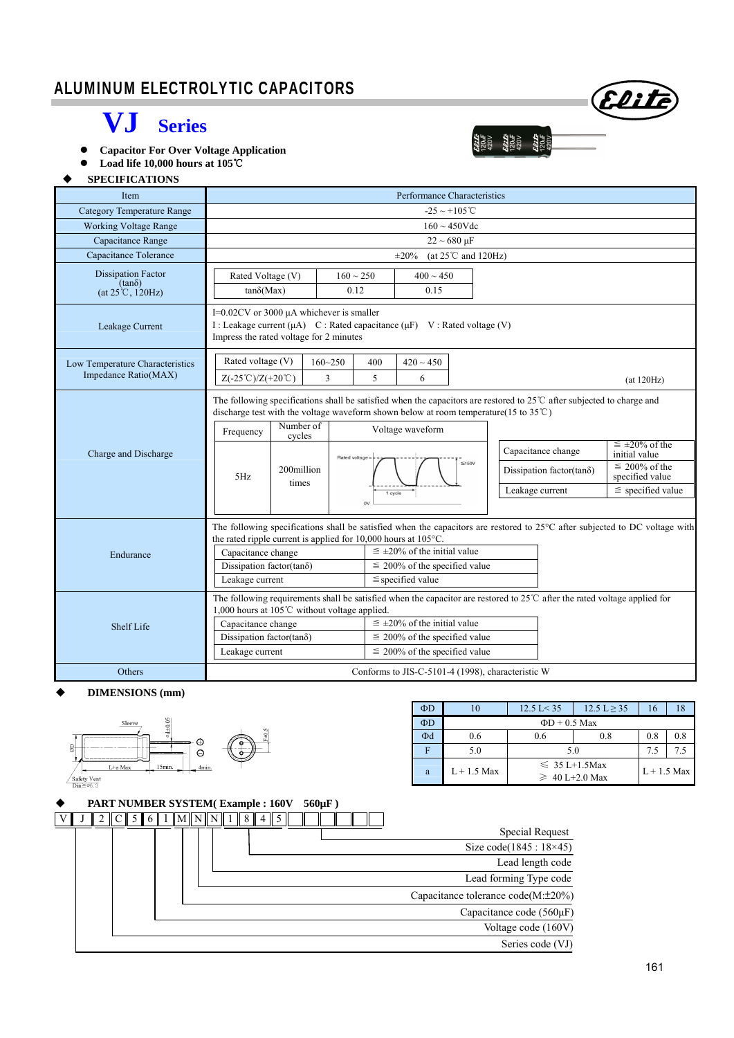# ALUMINUM ELECTROLYTIC CAPACITORS

## VJ Series

- **Capacitor For Over Voltage Application**
- **Load life 10,000 hours at 105℃**

### ◆ SPECIFICATIONS

| Item | Performance Characteristics |
|---|---|
| Category Temperature Range | -25 ~ +105℃ |
| Working Voltage Range | 160 ~ 450Vdc |
| Capacitance Range | 22 ~ 680 µF |
| Capacitance Tolerance | ±20% (at 25℃ and 120Hz) |
| Dissipation Factor (tanδ) (at 25℃, 120Hz) | Rated Voltage (V): 160 ~ 250 / 400 ~ 450; tanδ(Max): 0.12 / 0.15 |
| Leakage Current | I=0.02CV or 3000 µA whichever is smaller<br>I : Leakage current (µA) C : Rated capacitance (µF) V : Rated voltage (V)<br>Impress the rated voltage for 2 minutes |
| Low Temperature Characteristics Impedance Ratio(MAX) | Rated voltage (V): 160~250 / 400 / 420 ~ 450; Z(-25℃)/Z(+20℃): 3 / 5 / 6 (at 120Hz) |
| Charge and Discharge | The following specifications shall be satisfied when the capacitors are restored to 25℃ after subjected to charge and discharge test with the voltage waveform shown below at room temperature(15 to 35℃)<br>Frequency: 5Hz; Number of cycles: 200million times; Voltage waveform: Rated voltage, ≦150V, 0V, 1 cycle<br>Capacitance change: ≦ ±20% of the initial value<br>Dissipation factor(tanδ): ≦ 200% of the specified value<br>Leakage current: ≦ specified value |
| Endurance | The following specifications shall be satisfied when the capacitors are restored to 25°C after subjected to DC voltage with the rated ripple current is applied for 10,000 hours at 105°C.<br>Capacitance change: ≦ ±20% of the initial value<br>Dissipation factor(tanδ): ≦ 200% of the specified value<br>Leakage current: ≦specified value |
| Shelf Life | The following requirements shall be satisfied when the capacitor are restored to 25℃ after the rated voltage applied for 1,000 hours at 105℃ without voltage applied.<br>Capacitance change: ≦ ±20% of the initial value<br>Dissipation factor(tanδ): ≦ 200% of the specified value<br>Leakage current: ≦ 200% of the specified value |
| Others | Conforms to JIS-C-5101-4 (1998), characteristic W |

### ◆ DIMENSIONS (mm)

Sleeve, ΦD, Φd±0.05, L+a Max, 15min., 4min., F±0.5, Safety Vent Dia≧φ6.3

| ΦD | 10 | 12.5 L< 35 | 12.5 L ≥ 35 | 16 | 18 |
|---|---|---|---|---|---|
| ΦD | ΦD + 0.5 Max | | | | |
| Φd | 0.6 | 0.6 | 0.8 | 0.8 | 0.8 |
| F | 5.0 | 5.0 | | 7.5 | 7.5 |
| a | L + 1.5 Max | ≦ 35 L+1.5Max<br>≧ 40 L+2.0 Max | | L + 1.5 Max | |

### ◆ PART NUMBER SYSTEM( Example : 160V 560µF )

| V | J | 2 | C | 5 | 6 | 1 | M | N | N | 1 | 8 | 4 | 5 | | | | | | |
|---|---|---|---|---|---|---|---|---|---|---|---|---|---|---|---|---|---|---|---|

- Special Request
- Size code(1845 : 18×45)
- Lead length code
- Lead forming Type code
- Capacitance tolerance code(M:±20%)
- Capacitance code (560µF)
- Voltage code (160V)
- Series code (VJ)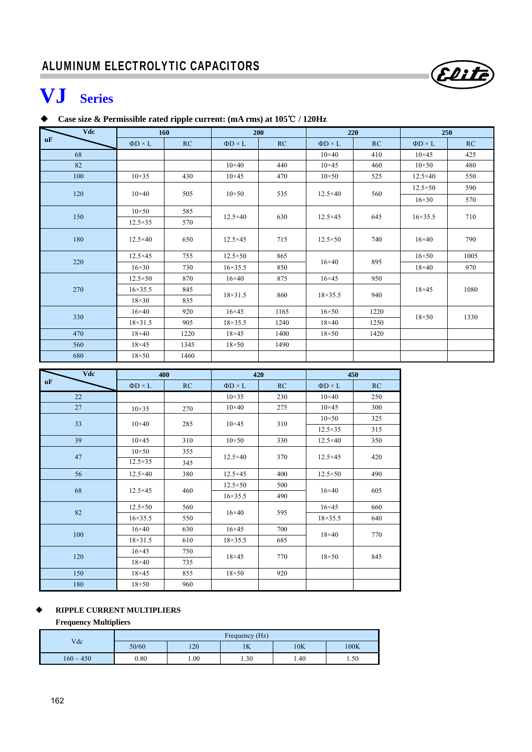# ALUMINUM ELECTROLYTIC CAPACITORS

# VJ Series

◆ **Case size & Permissible rated ripple current: (mA rms) at 105℃ / 120Hz**

| uF \ Vdc | 160 | | 200 | | 220 | | 250 | |
|---|---|---|---|---|---|---|---|---|
| | ΦD × L | RC | ΦD × L | RC | ΦD × L | RC | ΦD × L | RC |
| 68 | | | | | 10×40 | 410 | 10×45 | 425 |
| 82 | | | 10×40 | 440 | 10×45 | 460 | 10×50 | 480 |
| 100 | 10×35 | 430 | 10×45 | 470 | 10×50 | 525 | 12.5×40 | 550 |
| 120 | 10×40 | 505 | 10×50 | 535 | 12.5×40 | 560 | 12.5×50 | 590 |
| | | | | | | | 16×30 | 570 |
| 150 | 10×50 | 585 | 12.5×40 | 630 | 12.5×45 | 645 | 16×35.5 | 710 |
| | 12.5×35 | 570 | | | | | | |
| 180 | 12.5×40 | 650 | 12.5×45 | 715 | 12.5×50 | 740 | 16×40 | 790 |
| 220 | 12.5×45 | 755 | 12.5×50 | 865 | 16×40 | 895 | 16×50 | 1005 |
| | 16×30 | 730 | 16×35.5 | 850 | | | 18×40 | 970 |
| 270 | 12.5×50 | 870 | 16×40 | 875 | 16×45 | 950 | 18×45 | 1080 |
| | 16×35.5 | 845 | 18×31.5 | 860 | 18×35.5 | 940 | | |
| | 18×30 | 835 | | | | | | |
| 330 | 16×40 | 920 | 16×45 | 1165 | 16×50 | 1220 | 18×50 | 1330 |
| | 18×31.5 | 905 | 18×35.5 | 1240 | 18×40 | 1250 | | |
| 470 | 18×40 | 1220 | 18×45 | 1400 | 18×50 | 1420 | | |
| 560 | 18×45 | 1345 | 18×50 | 1490 | | | | |
| 680 | 18×50 | 1460 | | | | | | |

| uF \ Vdc | 400 | | 420 | | 450 | |
|---|---|---|---|---|---|---|
| | ΦD × L | RC | ΦD × L | RC | ΦD × L | RC |
| 22 | | | 10×35 | 230 | 10×40 | 250 |
| 27 | 10×35 | 270 | 10×40 | 275 | 10×45 | 300 |
| 33 | 10×40 | 285 | 10×45 | 310 | 10×50 | 325 |
| | | | | | 12.5×35 | 315 |
| 39 | 10×45 | 310 | 10×50 | 330 | 12.5×40 | 350 |
| 47 | 10×50 | 355 | 12.5×40 | 370 | 12.5×45 | 420 |
| | 12.5×35 | 345 | | | | |
| 56 | 12.5×40 | 380 | 12.5×45 | 400 | 12.5×50 | 490 |
| 68 | 12.5×45 | 460 | 12.5×50 | 500 | 16×40 | 605 |
| | | | 16×35.5 | 490 | | |
| 82 | 12.5×50 | 560 | 16×40 | 595 | 16×45 | 660 |
| | 16×35.5 | 550 | | | 18×35.5 | 640 |
| 100 | 16×40 | 630 | 16×45 | 700 | 18×40 | 770 |
| | 18×31.5 | 610 | 18×35.5 | 685 | | |
| 120 | 16×45 | 750 | 18×45 | 770 | 18×50 | 845 |
| | 18×40 | 735 | | | | |
| 150 | 18×45 | 855 | 18×50 | 920 | | |
| 180 | 18×50 | 960 | | | | |

◆ **RIPPLE CURRENT MULTIPLIERS**

**Frequency Multipliers**

| Vdc | Frequency (Hz) | | | | |
|---|---|---|---|---|---|
| | 50/60 | 120 | 1K | 10K | 100K |
| 160 ~ 450 | 0.80 | 1.00 | 1.30 | 1.40 | 1.50 |